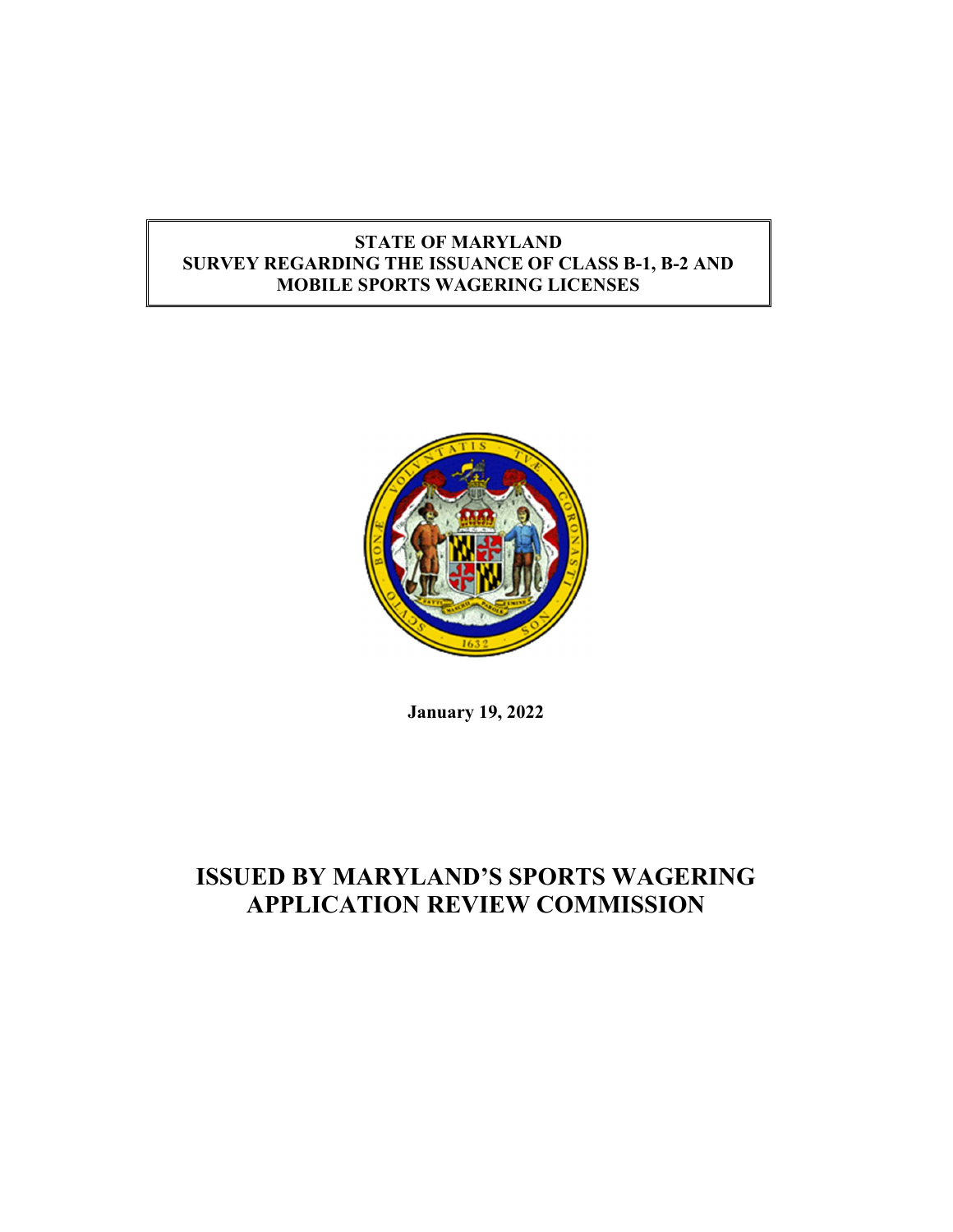**STATE OF MARYLAND**
**SURVEY REGARDING THE ISSUANCE OF CLASS B-1, B-2 AND MOBILE SPORTS WAGERING LICENSES**

**January 19, 2022**

# ISSUED BY MARYLAND'S SPORTS WAGERING APPLICATION REVIEW COMMISSION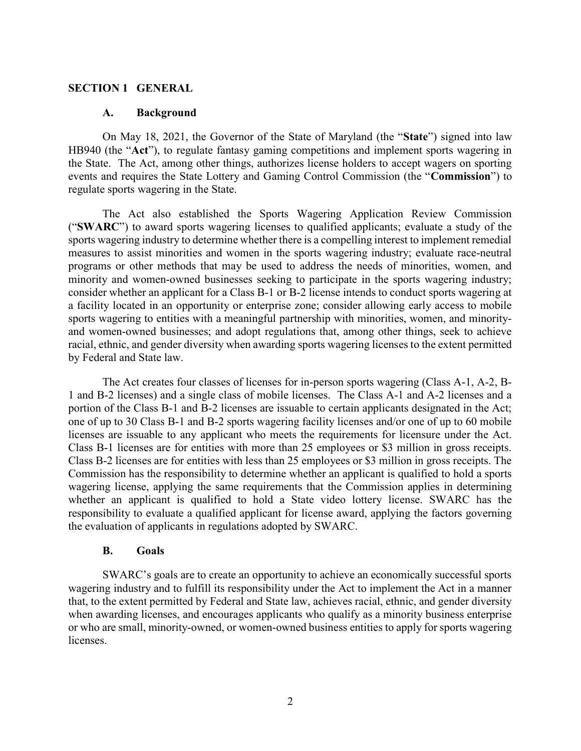## SECTION 1 GENERAL

### A. Background

On May 18, 2021, the Governor of the State of Maryland (the "**State**") signed into law HB940 (the "**Act**"), to regulate fantasy gaming competitions and implement sports wagering in the State. The Act, among other things, authorizes license holders to accept wagers on sporting events and requires the State Lottery and Gaming Control Commission (the "**Commission**") to regulate sports wagering in the State.

The Act also established the Sports Wagering Application Review Commission ("**SWARC**") to award sports wagering licenses to qualified applicants; evaluate a study of the sports wagering industry to determine whether there is a compelling interest to implement remedial measures to assist minorities and women in the sports wagering industry; evaluate race-neutral programs or other methods that may be used to address the needs of minorities, women, and minority and women-owned businesses seeking to participate in the sports wagering industry; consider whether an applicant for a Class B-1 or B-2 license intends to conduct sports wagering at a facility located in an opportunity or enterprise zone; consider allowing early access to mobile sports wagering to entities with a meaningful partnership with minorities, women, and minority- and women-owned businesses; and adopt regulations that, among other things, seek to achieve racial, ethnic, and gender diversity when awarding sports wagering licenses to the extent permitted by Federal and State law.

The Act creates four classes of licenses for in-person sports wagering (Class A-1, A-2, B-1 and B-2 licenses) and a single class of mobile licenses. The Class A-1 and A-2 licenses and a portion of the Class B-1 and B-2 licenses are issuable to certain applicants designated in the Act; one of up to 30 Class B-1 and B-2 sports wagering facility licenses and/or one of up to 60 mobile licenses are issuable to any applicant who meets the requirements for licensure under the Act. Class B-1 licenses are for entities with more than 25 employees or $3 million in gross receipts. Class B-2 licenses are for entities with less than 25 employees or $3 million in gross receipts. The Commission has the responsibility to determine whether an applicant is qualified to hold a sports wagering license, applying the same requirements that the Commission applies in determining whether an applicant is qualified to hold a State video lottery license. SWARC has the responsibility to evaluate a qualified applicant for license award, applying the factors governing the evaluation of applicants in regulations adopted by SWARC.

### B. Goals

SWARC's goals are to create an opportunity to achieve an economically successful sports wagering industry and to fulfill its responsibility under the Act to implement the Act in a manner that, to the extent permitted by Federal and State law, achieves racial, ethnic, and gender diversity when awarding licenses, and encourages applicants who qualify as a minority business enterprise or who are small, minority-owned, or women-owned business entities to apply for sports wagering licenses.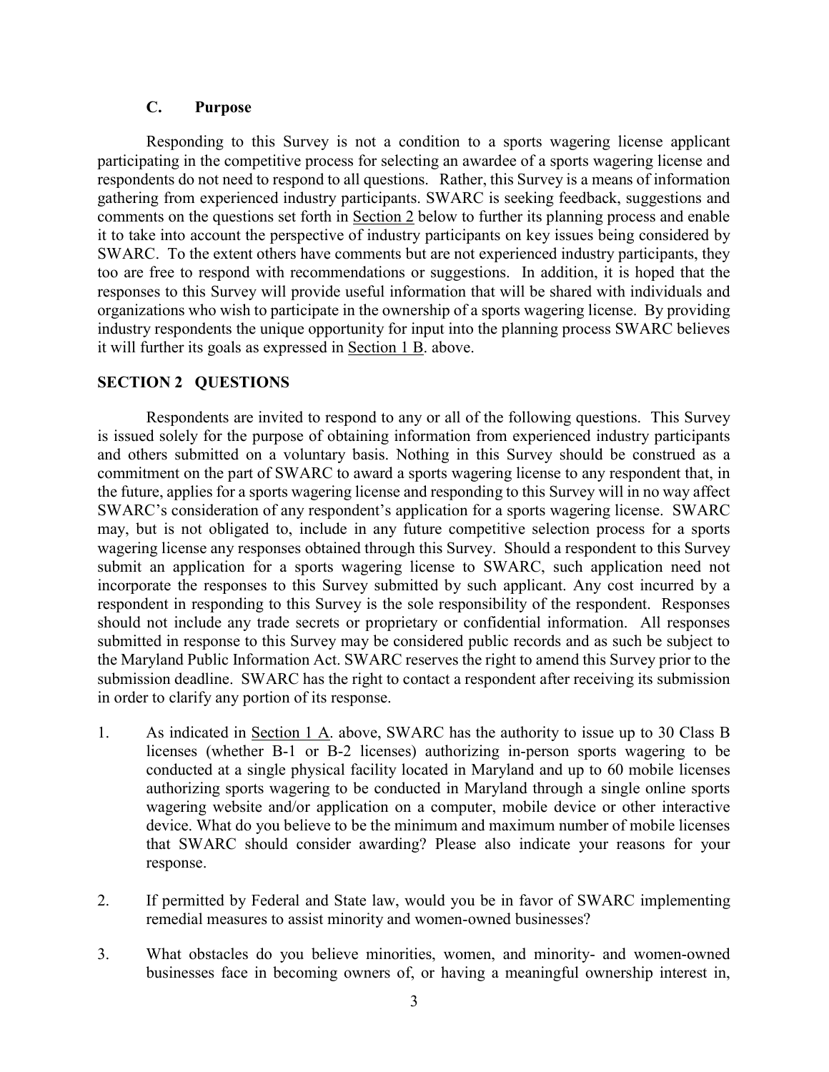### C. Purpose

Responding to this Survey is not a condition to a sports wagering license applicant participating in the competitive process for selecting an awardee of a sports wagering license and respondents do not need to respond to all questions. Rather, this Survey is a means of information gathering from experienced industry participants. SWARC is seeking feedback, suggestions and comments on the questions set forth in Section 2 below to further its planning process and enable it to take into account the perspective of industry participants on key issues being considered by SWARC. To the extent others have comments but are not experienced industry participants, they too are free to respond with recommendations or suggestions. In addition, it is hoped that the responses to this Survey will provide useful information that will be shared with individuals and organizations who wish to participate in the ownership of a sports wagering license. By providing industry respondents the unique opportunity for input into the planning process SWARC believes it will further its goals as expressed in Section 1 B. above.

## SECTION 2 QUESTIONS

Respondents are invited to respond to any or all of the following questions. This Survey is issued solely for the purpose of obtaining information from experienced industry participants and others submitted on a voluntary basis. Nothing in this Survey should be construed as a commitment on the part of SWARC to award a sports wagering license to any respondent that, in the future, applies for a sports wagering license and responding to this Survey will in no way affect SWARC's consideration of any respondent's application for a sports wagering license. SWARC may, but is not obligated to, include in any future competitive selection process for a sports wagering license any responses obtained through this Survey. Should a respondent to this Survey submit an application for a sports wagering license to SWARC, such application need not incorporate the responses to this Survey submitted by such applicant. Any cost incurred by a respondent in responding to this Survey is the sole responsibility of the respondent. Responses should not include any trade secrets or proprietary or confidential information. All responses submitted in response to this Survey may be considered public records and as such be subject to the Maryland Public Information Act. SWARC reserves the right to amend this Survey prior to the submission deadline. SWARC has the right to contact a respondent after receiving its submission in order to clarify any portion of its response.

1. As indicated in Section 1 A. above, SWARC has the authority to issue up to 30 Class B licenses (whether B-1 or B-2 licenses) authorizing in-person sports wagering to be conducted at a single physical facility located in Maryland and up to 60 mobile licenses authorizing sports wagering to be conducted in Maryland through a single online sports wagering website and/or application on a computer, mobile device or other interactive device. What do you believe to be the minimum and maximum number of mobile licenses that SWARC should consider awarding? Please also indicate your reasons for your response.

2. If permitted by Federal and State law, would you be in favor of SWARC implementing remedial measures to assist minority and women-owned businesses?

3. What obstacles do you believe minorities, women, and minority- and women-owned businesses face in becoming owners of, or having a meaningful ownership interest in,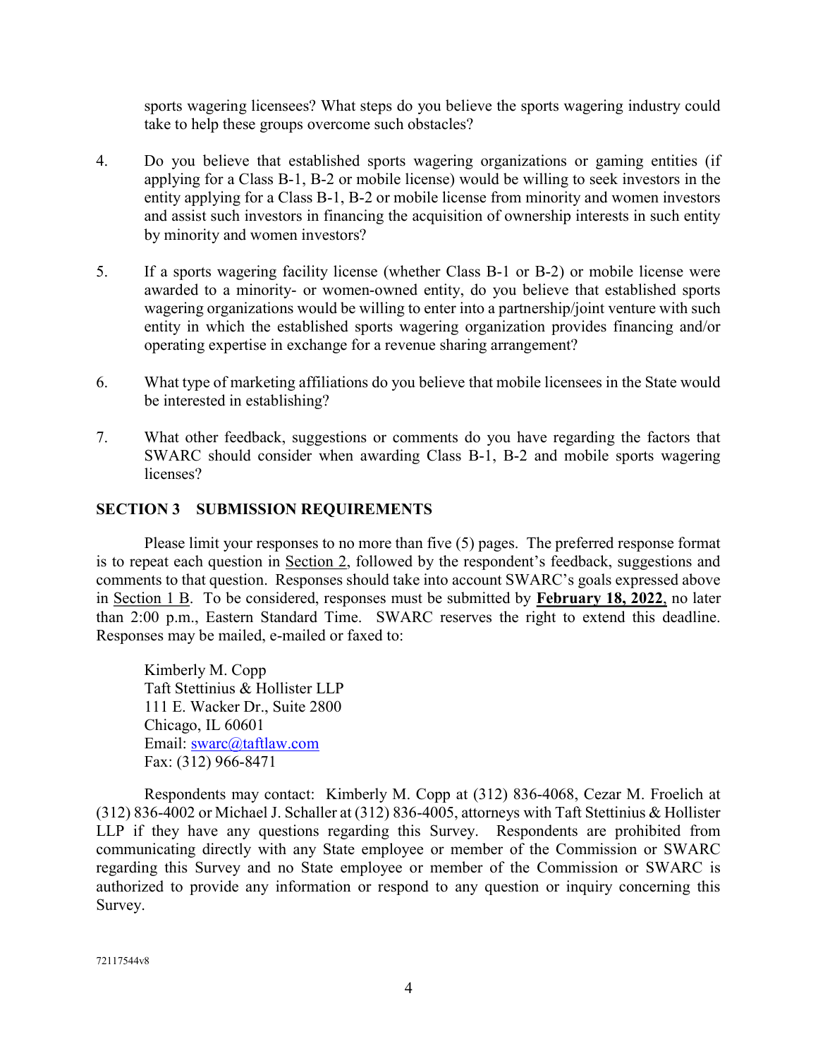sports wagering licensees? What steps do you believe the sports wagering industry could take to help these groups overcome such obstacles?

4. Do you believe that established sports wagering organizations or gaming entities (if applying for a Class B-1, B-2 or mobile license) would be willing to seek investors in the entity applying for a Class B-1, B-2 or mobile license from minority and women investors and assist such investors in financing the acquisition of ownership interests in such entity by minority and women investors?

5. If a sports wagering facility license (whether Class B-1 or B-2) or mobile license were awarded to a minority- or women-owned entity, do you believe that established sports wagering organizations would be willing to enter into a partnership/joint venture with such entity in which the established sports wagering organization provides financing and/or operating expertise in exchange for a revenue sharing arrangement?

6. What type of marketing affiliations do you believe that mobile licensees in the State would be interested in establishing?

7. What other feedback, suggestions or comments do you have regarding the factors that SWARC should consider when awarding Class B-1, B-2 and mobile sports wagering licenses?

## SECTION 3 SUBMISSION REQUIREMENTS

Please limit your responses to no more than five (5) pages. The preferred response format is to repeat each question in Section 2, followed by the respondent's feedback, suggestions and comments to that question. Responses should take into account SWARC's goals expressed above in Section 1 B. To be considered, responses must be submitted by **February 18, 2022**, no later than 2:00 p.m., Eastern Standard Time. SWARC reserves the right to extend this deadline. Responses may be mailed, e-mailed or faxed to:

Kimberly M. Copp
Taft Stettinius & Hollister LLP
111 E. Wacker Dr., Suite 2800
Chicago, IL 60601
Email: swarc@taftlaw.com
Fax: (312) 966-8471

Respondents may contact: Kimberly M. Copp at (312) 836-4068, Cezar M. Froelich at (312) 836-4002 or Michael J. Schaller at (312) 836-4005, attorneys with Taft Stettinius & Hollister LLP if they have any questions regarding this Survey. Respondents are prohibited from communicating directly with any State employee or member of the Commission or SWARC regarding this Survey and no State employee or member of the Commission or SWARC is authorized to provide any information or respond to any question or inquiry concerning this Survey.

72117544v8